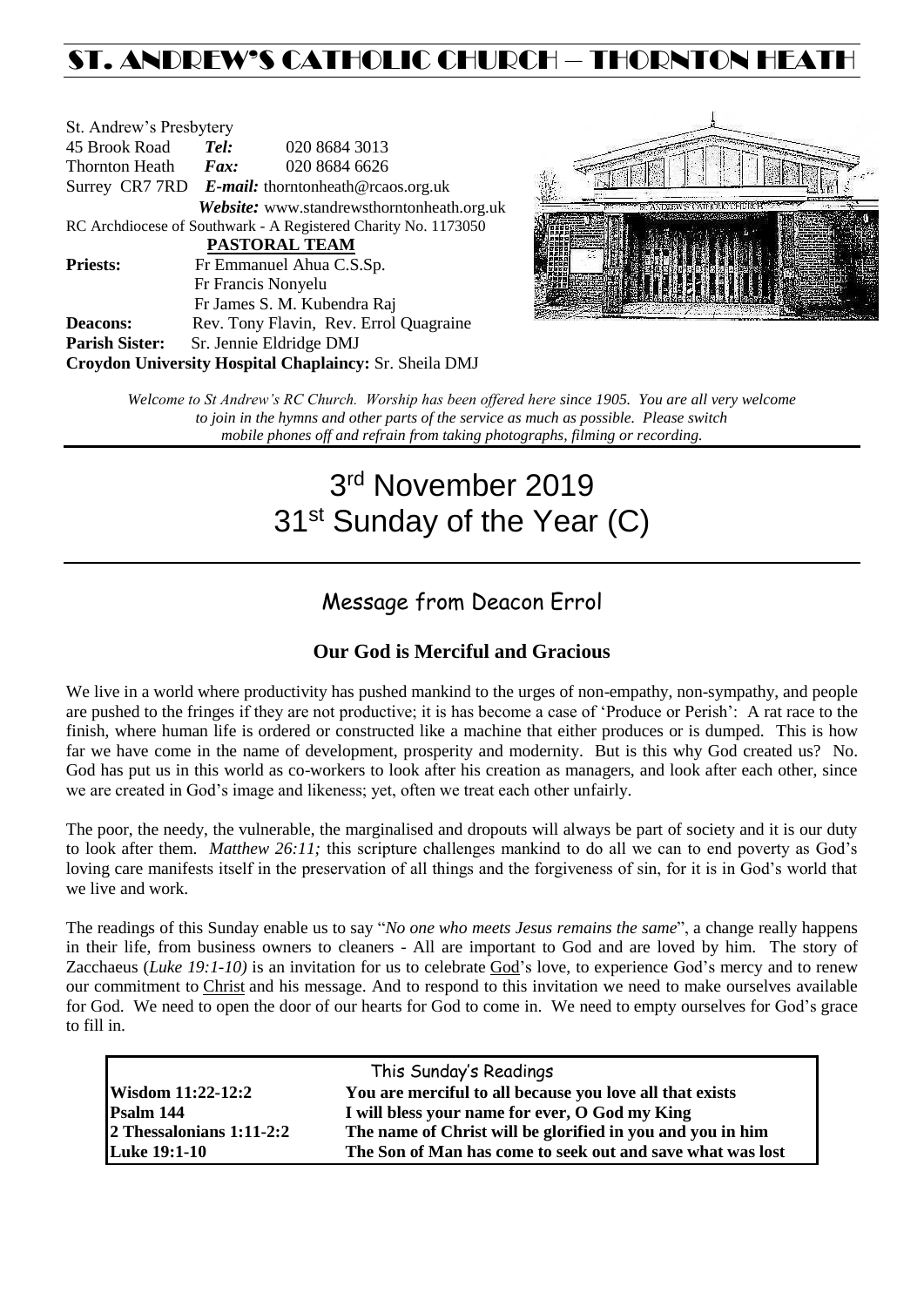# ST. ANDREW'S CATHOLIC CHURCH – THORNTON HEATH

St. Andrew's Presbytery
45 Brook Road *Tel:* 020 8684 3013
Thornton Heath *Fax:* 020 8684 6626
Surrey CR7 7RD *E-mail:* thorntonheath@rcaos.org.uk
*Website:* www.standrewsthorntonheath.org.uk
RC Archdiocese of Southwark - A Registered Charity No. 1173050

**PASTORAL TEAM**

**Priests:** Fr Emmanuel Ahua C.S.Sp.
Fr Francis Nonyelu
Fr James S. M. Kubendra Raj
**Deacons:** Rev. Tony Flavin, Rev. Errol Quagraine
**Parish Sister:** Sr. Jennie Eldridge DMJ
**Croydon University Hospital Chaplaincy:** Sr. Sheila DMJ

*Welcome to St Andrew's RC Church. Worship has been offered here since 1905. You are all very welcome to join in the hymns and other parts of the service as much as possible. Please switch mobile phones off and refrain from taking photographs, filming or recording.*

# 3rd November 2019
# 31st Sunday of the Year (C)

## Message from Deacon Errol

### Our God is Merciful and Gracious

We live in a world where productivity has pushed mankind to the urges of non-empathy, non-sympathy, and people are pushed to the fringes if they are not productive; it is has become a case of 'Produce or Perish': A rat race to the finish, where human life is ordered or constructed like a machine that either produces or is dumped. This is how far we have come in the name of development, prosperity and modernity. But is this why God created us? No. God has put us in this world as co-workers to look after his creation as managers, and look after each other, since we are created in God's image and likeness; yet, often we treat each other unfairly.

The poor, the needy, the vulnerable, the marginalised and dropouts will always be part of society and it is our duty to look after them. *Matthew 26:11;* this scripture challenges mankind to do all we can to end poverty as God's loving care manifests itself in the preservation of all things and the forgiveness of sin, for it is in God's world that we live and work.

The readings of this Sunday enable us to say "*No one who meets Jesus remains the same*", a change really happens in their life, from business owners to cleaners - All are important to God and are loved by him. The story of Zacchaeus (*Luke 19:1-10)* is an invitation for us to celebrate God's love, to experience God's mercy and to renew our commitment to Christ and his message. And to respond to this invitation we need to make ourselves available for God. We need to open the door of our hearts for God to come in. We need to empty ourselves for God's grace to fill in.

| This Sunday's Readings | |
|---|---|
| **Wisdom 11:22-12:2** | **You are merciful to all because you love all that exists** |
| **Psalm 144** | **I will bless your name for ever, O God my King** |
| **2 Thessalonians 1:11-2:2** | **The name of Christ will be glorified in you and you in him** |
| **Luke 19:1-10** | **The Son of Man has come to seek out and save what was lost** |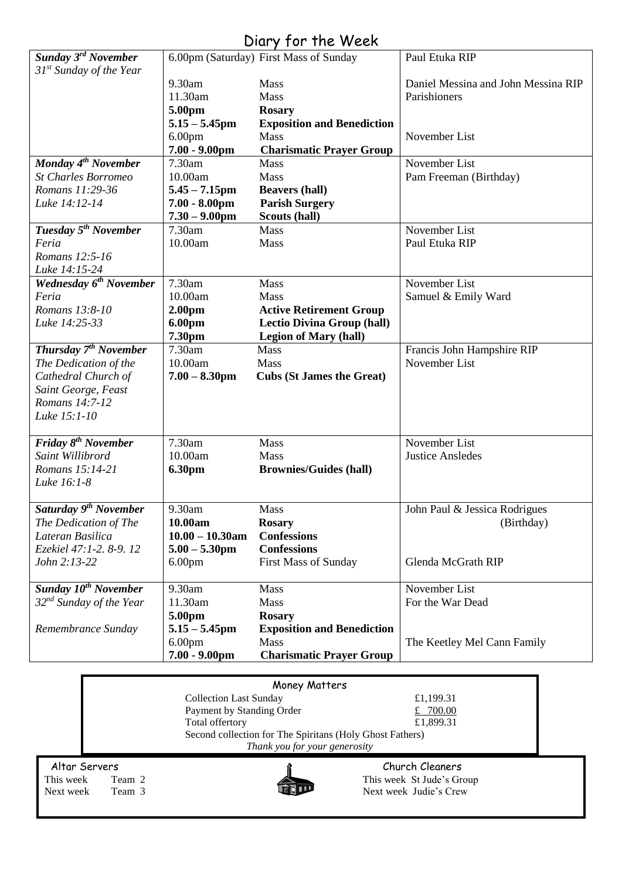# Diary for the Week

| | | | |
|---|---|---|---|
| ***Sunday 3rd November*** *31st Sunday of the Year* | 6.00pm (Saturday) | First Mass of Sunday | Paul Etuka RIP |
| | 9.30am | Mass | Daniel Messina and John Messina RIP |
| | 11.30am | Mass | Parishioners |
| | **5.00pm** | **Rosary** | |
| | **5.15 – 5.45pm** | **Exposition and Benediction** | |
| | 6.00pm | Mass | November List |
| | **7.00 - 9.00pm** | **Charismatic Prayer Group** | |
| ***Monday 4th November*** *St Charles Borromeo* *Romans 11:29-36* *Luke 14:12-14* | 7.30am | Mass | November List |
| | 10.00am | Mass | Pam Freeman (Birthday) |
| | **5.45 – 7.15pm** | **Beavers (hall)** | |
| | **7.00 - 8.00pm** | **Parish Surgery** | |
| | **7.30 – 9.00pm** | **Scouts (hall)** | |
| ***Tuesday 5th November*** *Feria* *Romans 12:5-16* *Luke 14:15-24* | 7.30am | Mass | November List |
| | 10.00am | Mass | Paul Etuka RIP |
| ***Wednesday 6th November*** *Feria* *Romans 13:8-10* *Luke 14:25-33* | 7.30am | Mass | November List |
| | 10.00am | Mass | Samuel & Emily Ward |
| | **2.00pm** | **Active Retirement Group** | |
| | **6.00pm** | **Lectio Divina Group (hall)** | |
| | **7.30pm** | **Legion of Mary (hall)** | |
| ***Thursday 7th November*** *The Dedication of the Cathedral Church of Saint George, Feast* *Romans 14:7-12* *Luke 15:1-10* | 7.30am | Mass | Francis John Hampshire RIP |
| | 10.00am | Mass | November List |
| | **7.00 – 8.30pm** | **Cubs (St James the Great)** | |
| ***Friday 8th November*** *Saint Willibrord* *Romans 15:14-21* *Luke 16:1-8* | 7.30am | Mass | November List |
| | 10.00am | Mass | Justice Ansledes |
| | **6.30pm** | **Brownies/Guides (hall)** | |
| ***Saturday 9th November*** *The Dedication of The Lateran Basilica* *Ezekiel 47:1-2. 8-9. 12* *John 2:13-22* | 9.30am | Mass | John Paul & Jessica Rodrigues (Birthday) |
| | **10.00am** | **Rosary** | |
| | **10.00 – 10.30am** | **Confessions** | |
| | **5.00 – 5.30pm** | **Confessions** | |
| | 6.00pm | First Mass of Sunday | Glenda McGrath RIP |
| ***Sunday 10th November*** *32nd Sunday of the Year* *Remembrance Sunday* | 9.30am | Mass | November List |
| | 11.30am | Mass | For the War Dead |
| | **5.00pm** | **Rosary** | |
| | **5.15 – 5.45pm** | **Exposition and Benediction** | |
| | 6.00pm | Mass | The Keetley Mel Cann Family |
| | **7.00 - 9.00pm** | **Charismatic Prayer Group** | |

## Money Matters

| | |
|---|---|
| Collection Last Sunday | £1,199.31 |
| Payment by Standing Order | £ 700.00 |
| Total offertory | £1,899.31 |

Second collection for The Spiritans (Holy Ghost Fathers)

*Thank you for your generosity*

**Altar Servers**

This week Team 2
Next week Team 3

**Church Cleaners**

This week St Jude's Group
Next week Judie's Crew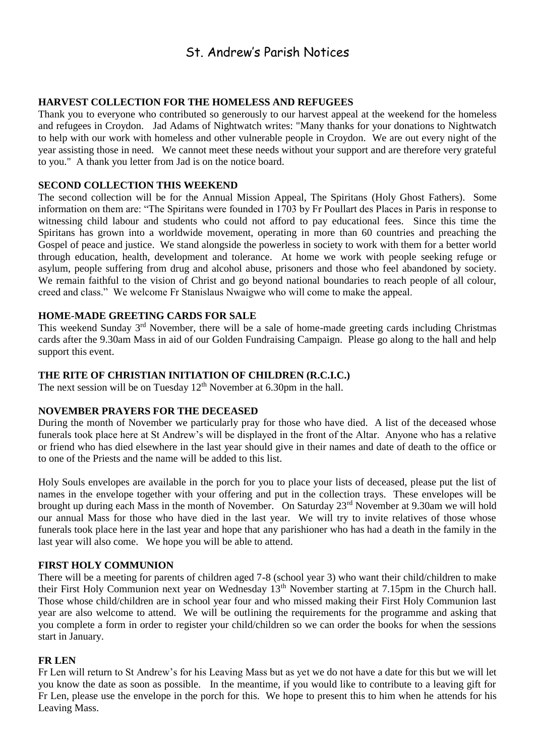# St. Andrew's Parish Notices

**HARVEST COLLECTION FOR THE HOMELESS AND REFUGEES**

Thank you to everyone who contributed so generously to our harvest appeal at the weekend for the homeless and refugees in Croydon. Jad Adams of Nightwatch writes: "Many thanks for your donations to Nightwatch to help with our work with homeless and other vulnerable people in Croydon. We are out every night of the year assisting those in need. We cannot meet these needs without your support and are therefore very grateful to you." A thank you letter from Jad is on the notice board.

**SECOND COLLECTION THIS WEEKEND**

The second collection will be for the Annual Mission Appeal, The Spiritans (Holy Ghost Fathers). Some information on them are: "The Spiritans were founded in 1703 by Fr Poullart des Places in Paris in response to witnessing child labour and students who could not afford to pay educational fees. Since this time the Spiritans has grown into a worldwide movement, operating in more than 60 countries and preaching the Gospel of peace and justice. We stand alongside the powerless in society to work with them for a better world through education, health, development and tolerance. At home we work with people seeking refuge or asylum, people suffering from drug and alcohol abuse, prisoners and those who feel abandoned by society. We remain faithful to the vision of Christ and go beyond national boundaries to reach people of all colour, creed and class." We welcome Fr Stanislaus Nwaigwe who will come to make the appeal.

**HOME-MADE GREETING CARDS FOR SALE**

This weekend Sunday 3rd November, there will be a sale of home-made greeting cards including Christmas cards after the 9.30am Mass in aid of our Golden Fundraising Campaign. Please go along to the hall and help support this event.

**THE RITE OF CHRISTIAN INITIATION OF CHILDREN (R.C.I.C.)**

The next session will be on Tuesday 12th November at 6.30pm in the hall.

**NOVEMBER PRAYERS FOR THE DECEASED**

During the month of November we particularly pray for those who have died. A list of the deceased whose funerals took place here at St Andrew's will be displayed in the front of the Altar. Anyone who has a relative or friend who has died elsewhere in the last year should give in their names and date of death to the office or to one of the Priests and the name will be added to this list.

Holy Souls envelopes are available in the porch for you to place your lists of deceased, please put the list of names in the envelope together with your offering and put in the collection trays. These envelopes will be brought up during each Mass in the month of November. On Saturday 23rd November at 9.30am we will hold our annual Mass for those who have died in the last year. We will try to invite relatives of those whose funerals took place here in the last year and hope that any parishioner who has had a death in the family in the last year will also come. We hope you will be able to attend.

**FIRST HOLY COMMUNION**

There will be a meeting for parents of children aged 7-8 (school year 3) who want their child/children to make their First Holy Communion next year on Wednesday 13th November starting at 7.15pm in the Church hall. Those whose child/children are in school year four and who missed making their First Holy Communion last year are also welcome to attend. We will be outlining the requirements for the programme and asking that you complete a form in order to register your child/children so we can order the books for when the sessions start in January.

**FR LEN**

Fr Len will return to St Andrew's for his Leaving Mass but as yet we do not have a date for this but we will let you know the date as soon as possible. In the meantime, if you would like to contribute to a leaving gift for Fr Len, please use the envelope in the porch for this. We hope to present this to him when he attends for his Leaving Mass.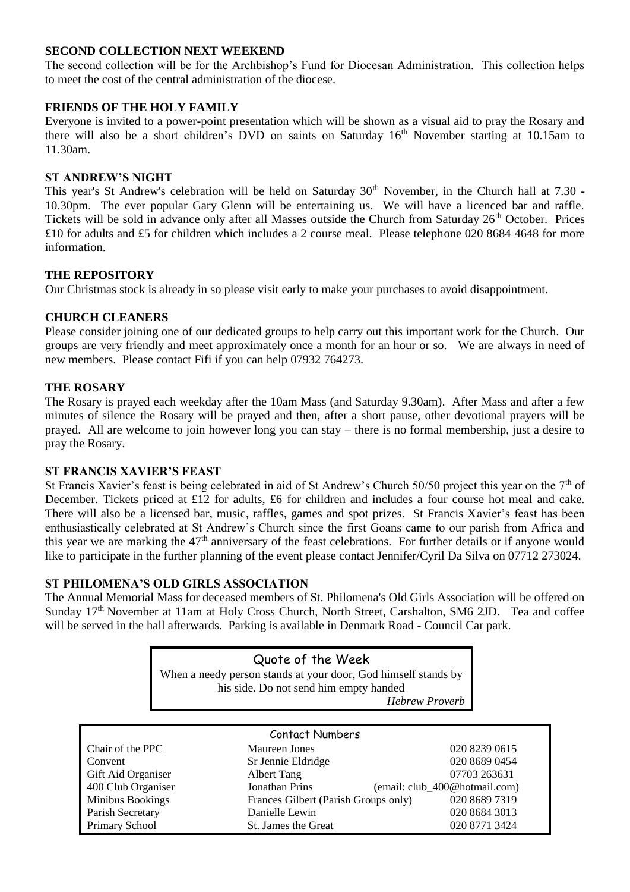**SECOND COLLECTION NEXT WEEKEND**

The second collection will be for the Archbishop's Fund for Diocesan Administration. This collection helps to meet the cost of the central administration of the diocese.

**FRIENDS OF THE HOLY FAMILY**

Everyone is invited to a power-point presentation which will be shown as a visual aid to pray the Rosary and there will also be a short children's DVD on saints on Saturday 16th November starting at 10.15am to 11.30am.

**ST ANDREW'S NIGHT**

This year's St Andrew's celebration will be held on Saturday 30th November, in the Church hall at 7.30 - 10.30pm. The ever popular Gary Glenn will be entertaining us. We will have a licenced bar and raffle. Tickets will be sold in advance only after all Masses outside the Church from Saturday 26th October. Prices £10 for adults and £5 for children which includes a 2 course meal. Please telephone 020 8684 4648 for more information.

**THE REPOSITORY**

Our Christmas stock is already in so please visit early to make your purchases to avoid disappointment.

**CHURCH CLEANERS**

Please consider joining one of our dedicated groups to help carry out this important work for the Church. Our groups are very friendly and meet approximately once a month for an hour or so. We are always in need of new members. Please contact Fifi if you can help 07932 764273.

**THE ROSARY**

The Rosary is prayed each weekday after the 10am Mass (and Saturday 9.30am). After Mass and after a few minutes of silence the Rosary will be prayed and then, after a short pause, other devotional prayers will be prayed. All are welcome to join however long you can stay – there is no formal membership, just a desire to pray the Rosary.

**ST FRANCIS XAVIER'S FEAST**

St Francis Xavier's feast is being celebrated in aid of St Andrew's Church 50/50 project this year on the 7th of December. Tickets priced at £12 for adults, £6 for children and includes a four course hot meal and cake. There will also be a licensed bar, music, raffles, games and spot prizes. St Francis Xavier's feast has been enthusiastically celebrated at St Andrew's Church since the first Goans came to our parish from Africa and this year we are marking the 47th anniversary of the feast celebrations. For further details or if anyone would like to participate in the further planning of the event please contact Jennifer/Cyril Da Silva on 07712 273024.

**ST PHILOMENA'S OLD GIRLS ASSOCIATION**

The Annual Memorial Mass for deceased members of St. Philomena's Old Girls Association will be offered on Sunday 17th November at 11am at Holy Cross Church, North Street, Carshalton, SM6 2JD. Tea and coffee will be served in the hall afterwards. Parking is available in Denmark Road - Council Car park.

**Quote of the Week**

When a needy person stands at your door, God himself stands by his side. Do not send him empty handed

*Hebrew Proverb*

**Contact Numbers**

| | | |
|---|---|---|
| Chair of the PPC | Maureen Jones | 020 8239 0615 |
| Convent | Sr Jennie Eldridge | 020 8689 0454 |
| Gift Aid Organiser | Albert Tang | 07703 263631 |
| 400 Club Organiser | Jonathan Prins | (email: club_400@hotmail.com) |
| Minibus Bookings | Frances Gilbert (Parish Groups only) | 020 8689 7319 |
| Parish Secretary | Danielle Lewin | 020 8684 3013 |
| Primary School | St. James the Great | 020 8771 3424 |